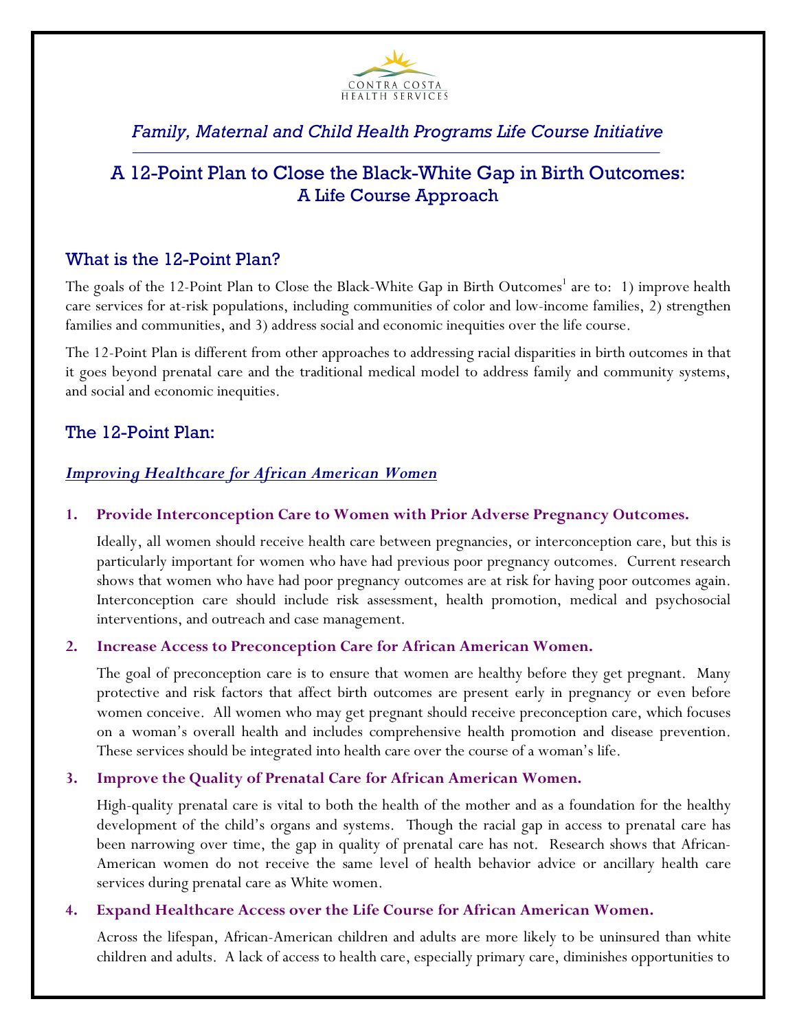CONTRA COSTA
HEALTH SERVICES

*Family, Maternal and Child Health Programs Life Course Initiative*

# A 12-Point Plan to Close the Black-White Gap in Birth Outcomes: A Life Course Approach

## What is the 12-Point Plan?

The goals of the 12-Point Plan to Close the Black-White Gap in Birth Outcomes[1] are to: 1) improve health care services for at-risk populations, including communities of color and low-income families, 2) strengthen families and communities, and 3) address social and economic inequities over the life course.

The 12-Point Plan is different from other approaches to addressing racial disparities in birth outcomes in that it goes beyond prenatal care and the traditional medical model to address family and community systems, and social and economic inequities.

## The 12-Point Plan:

### *Improving Healthcare for African American Women*

**1. Provide Interconception Care to Women with Prior Adverse Pregnancy Outcomes.**

Ideally, all women should receive health care between pregnancies, or interconception care, but this is particularly important for women who have had previous poor pregnancy outcomes. Current research shows that women who have had poor pregnancy outcomes are at risk for having poor outcomes again. Interconception care should include risk assessment, health promotion, medical and psychosocial interventions, and outreach and case management.

**2. Increase Access to Preconception Care for African American Women.**

The goal of preconception care is to ensure that women are healthy before they get pregnant. Many protective and risk factors that affect birth outcomes are present early in pregnancy or even before women conceive. All women who may get pregnant should receive preconception care, which focuses on a woman's overall health and includes comprehensive health promotion and disease prevention. These services should be integrated into health care over the course of a woman's life.

**3. Improve the Quality of Prenatal Care for African American Women.**

High-quality prenatal care is vital to both the health of the mother and as a foundation for the healthy development of the child's organs and systems. Though the racial gap in access to prenatal care has been narrowing over time, the gap in quality of prenatal care has not. Research shows that African-American women do not receive the same level of health behavior advice or ancillary health care services during prenatal care as White women.

**4. Expand Healthcare Access over the Life Course for African American Women.**

Across the lifespan, African-American children and adults are more likely to be uninsured than white children and adults. A lack of access to health care, especially primary care, diminishes opportunities to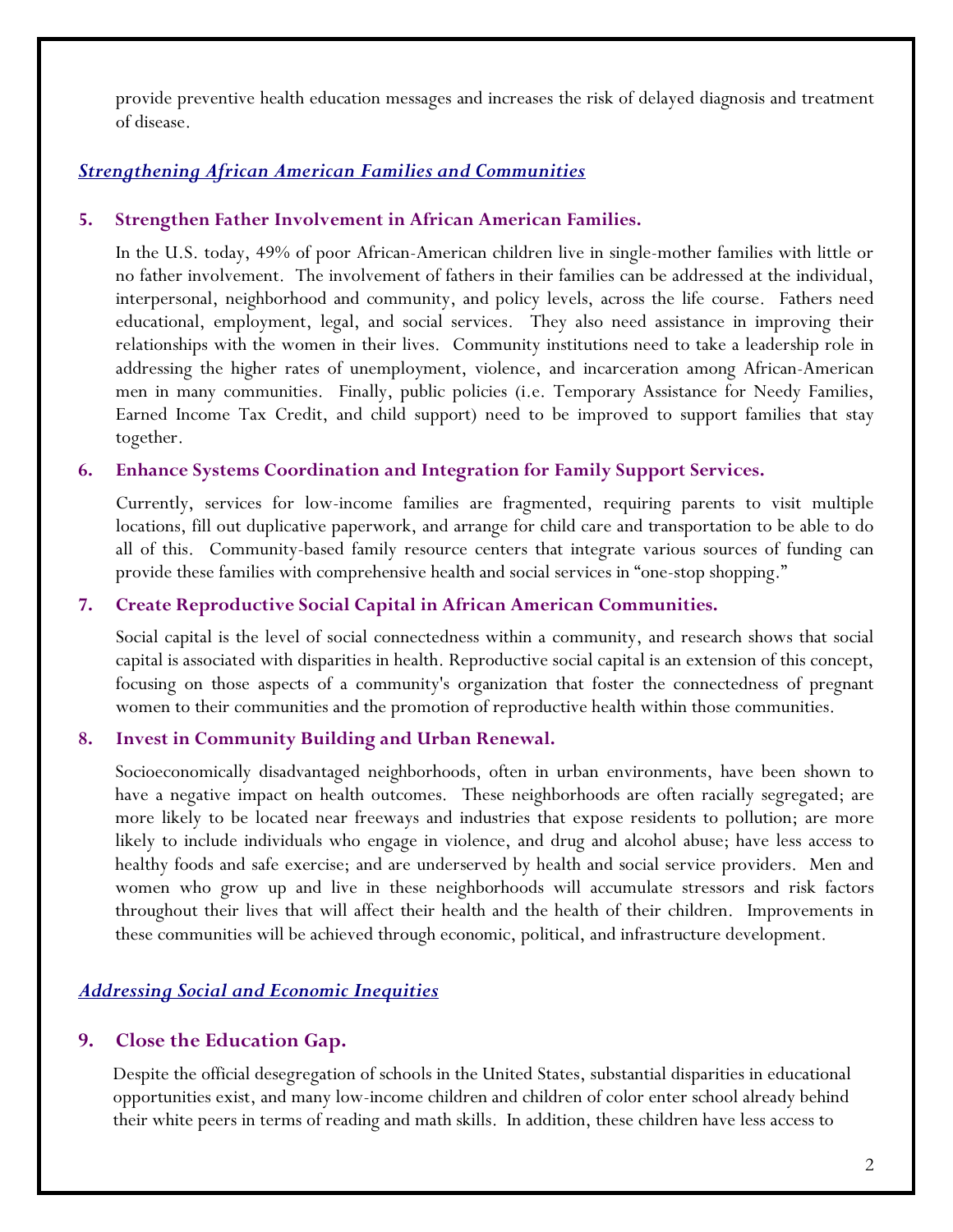provide preventive health education messages and increases the risk of delayed diagnosis and treatment of disease.

## *Strengthening African American Families and Communities*

### 5. Strengthen Father Involvement in African American Families.

In the U.S. today, 49% of poor African-American children live in single-mother families with little or no father involvement. The involvement of fathers in their families can be addressed at the individual, interpersonal, neighborhood and community, and policy levels, across the life course. Fathers need educational, employment, legal, and social services. They also need assistance in improving their relationships with the women in their lives. Community institutions need to take a leadership role in addressing the higher rates of unemployment, violence, and incarceration among African-American men in many communities. Finally, public policies (i.e. Temporary Assistance for Needy Families, Earned Income Tax Credit, and child support) need to be improved to support families that stay together.

### 6. Enhance Systems Coordination and Integration for Family Support Services.

Currently, services for low-income families are fragmented, requiring parents to visit multiple locations, fill out duplicative paperwork, and arrange for child care and transportation to be able to do all of this. Community-based family resource centers that integrate various sources of funding can provide these families with comprehensive health and social services in "one-stop shopping."

### 7. Create Reproductive Social Capital in African American Communities.

Social capital is the level of social connectedness within a community, and research shows that social capital is associated with disparities in health. Reproductive social capital is an extension of this concept, focusing on those aspects of a community's organization that foster the connectedness of pregnant women to their communities and the promotion of reproductive health within those communities.

### 8. Invest in Community Building and Urban Renewal.

Socioeconomically disadvantaged neighborhoods, often in urban environments, have been shown to have a negative impact on health outcomes. These neighborhoods are often racially segregated; are more likely to be located near freeways and industries that expose residents to pollution; are more likely to include individuals who engage in violence, and drug and alcohol abuse; have less access to healthy foods and safe exercise; and are underserved by health and social service providers. Men and women who grow up and live in these neighborhoods will accumulate stressors and risk factors throughout their lives that will affect their health and the health of their children. Improvements in these communities will be achieved through economic, political, and infrastructure development.

## *Addressing Social and Economic Inequities*

### 9. Close the Education Gap.

Despite the official desegregation of schools in the United States, substantial disparities in educational opportunities exist, and many low-income children and children of color enter school already behind their white peers in terms of reading and math skills. In addition, these children have less access to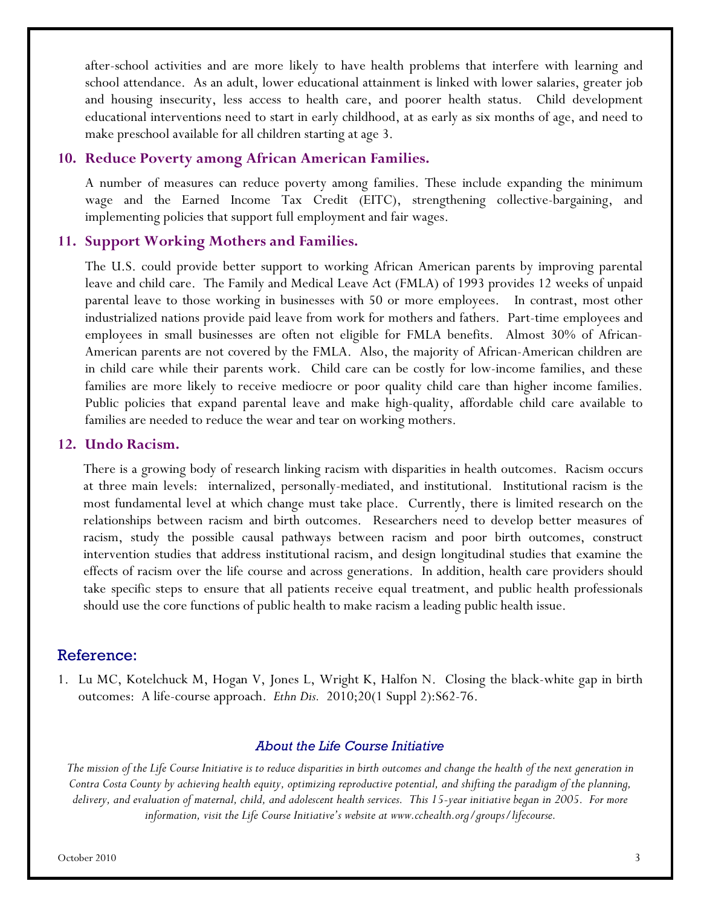after-school activities and are more likely to have health problems that interfere with learning and school attendance. As an adult, lower educational attainment is linked with lower salaries, greater job and housing insecurity, less access to health care, and poorer health status. Child development educational interventions need to start in early childhood, at as early as six months of age, and need to make preschool available for all children starting at age 3.

### 10. Reduce Poverty among African American Families.

A number of measures can reduce poverty among families. These include expanding the minimum wage and the Earned Income Tax Credit (EITC), strengthening collective-bargaining, and implementing policies that support full employment and fair wages.

### 11. Support Working Mothers and Families.

The U.S. could provide better support to working African American parents by improving parental leave and child care. The Family and Medical Leave Act (FMLA) of 1993 provides 12 weeks of unpaid parental leave to those working in businesses with 50 or more employees. In contrast, most other industrialized nations provide paid leave from work for mothers and fathers. Part-time employees and employees in small businesses are often not eligible for FMLA benefits. Almost 30% of African-American parents are not covered by the FMLA. Also, the majority of African-American children are in child care while their parents work. Child care can be costly for low-income families, and these families are more likely to receive mediocre or poor quality child care than higher income families. Public policies that expand parental leave and make high-quality, affordable child care available to families are needed to reduce the wear and tear on working mothers.

### 12. Undo Racism.

There is a growing body of research linking racism with disparities in health outcomes. Racism occurs at three main levels: internalized, personally-mediated, and institutional. Institutional racism is the most fundamental level at which change must take place. Currently, there is limited research on the relationships between racism and birth outcomes. Researchers need to develop better measures of racism, study the possible causal pathways between racism and poor birth outcomes, construct intervention studies that address institutional racism, and design longitudinal studies that examine the effects of racism over the life course and across generations. In addition, health care providers should take specific steps to ensure that all patients receive equal treatment, and public health professionals should use the core functions of public health to make racism a leading public health issue.

## Reference:

1. Lu MC, Kotelchuck M, Hogan V, Jones L, Wright K, Halfon N. Closing the black-white gap in birth outcomes: A life-course approach. *Ethn Dis.* 2010;20(1 Suppl 2):S62-76.

### *About the Life Course Initiative*

*The mission of the Life Course Initiative is to reduce disparities in birth outcomes and change the health of the next generation in Contra Costa County by achieving health equity, optimizing reproductive potential, and shifting the paradigm of the planning, delivery, and evaluation of maternal, child, and adolescent health services. This 15-year initiative began in 2005. For more information, visit the Life Course Initiative's website at www.cchealth.org/groups/lifecourse.*

October 2010